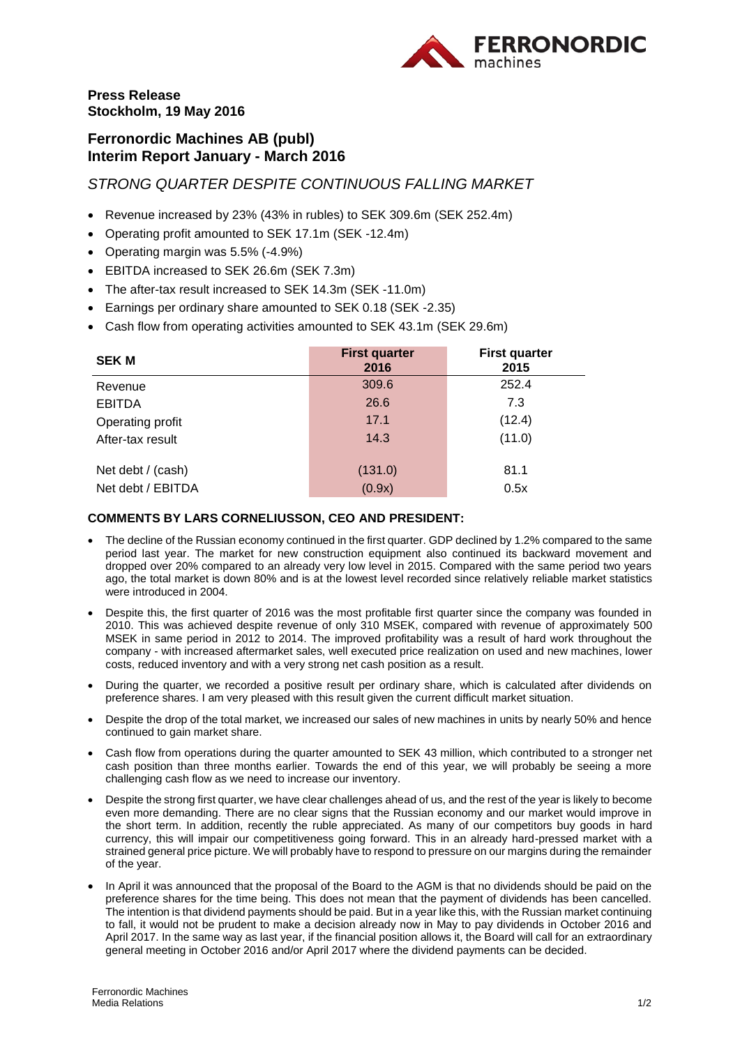**Press Release**
**Stockholm, 19 May 2016**

## Ferronordic Machines AB (publ)
## Interim Report January - March 2016

### *STRONG QUARTER DESPITE CONTINUOUS FALLING MARKET*

- Revenue increased by 23% (43% in rubles) to SEK 309.6m (SEK 252.4m)
- Operating profit amounted to SEK 17.1m (SEK -12.4m)
- Operating margin was 5.5% (-4.9%)
- EBITDA increased to SEK 26.6m (SEK 7.3m)
- The after-tax result increased to SEK 14.3m (SEK -11.0m)
- Earnings per ordinary share amounted to SEK 0.18 (SEK -2.35)
- Cash flow from operating activities amounted to SEK 43.1m (SEK 29.6m)

| SEK M | First quarter 2016 | First quarter 2015 |
|---|---|---|
| Revenue | 309.6 | 252.4 |
| EBITDA | 26.6 | 7.3 |
| Operating profit | 17.1 | (12.4) |
| After-tax result | 14.3 | (11.0) |
| | | |
| Net debt / (cash) | (131.0) | 81.1 |
| Net debt / EBITDA | (0.9x) | 0.5x |

**COMMENTS BY LARS CORNELIUSSON, CEO AND PRESIDENT:**

- The decline of the Russian economy continued in the first quarter. GDP declined by 1.2% compared to the same period last year. The market for new construction equipment also continued its backward movement and dropped over 20% compared to an already very low level in 2015. Compared with the same period two years ago, the total market is down 80% and is at the lowest level recorded since relatively reliable market statistics were introduced in 2004.
- Despite this, the first quarter of 2016 was the most profitable first quarter since the company was founded in 2010. This was achieved despite revenue of only 310 MSEK, compared with revenue of approximately 500 MSEK in same period in 2012 to 2014. The improved profitability was a result of hard work throughout the company - with increased aftermarket sales, well executed price realization on used and new machines, lower costs, reduced inventory and with a very strong net cash position as a result.
- During the quarter, we recorded a positive result per ordinary share, which is calculated after dividends on preference shares. I am very pleased with this result given the current difficult market situation.
- Despite the drop of the total market, we increased our sales of new machines in units by nearly 50% and hence continued to gain market share.
- Cash flow from operations during the quarter amounted to SEK 43 million, which contributed to a stronger net cash position than three months earlier. Towards the end of this year, we will probably be seeing a more challenging cash flow as we need to increase our inventory.
- Despite the strong first quarter, we have clear challenges ahead of us, and the rest of the year is likely to become even more demanding. There are no clear signs that the Russian economy and our market would improve in the short term. In addition, recently the ruble appreciated. As many of our competitors buy goods in hard currency, this will impair our competitiveness going forward. This in an already hard-pressed market with a strained general price picture. We will probably have to respond to pressure on our margins during the remainder of the year.
- In April it was announced that the proposal of the Board to the AGM is that no dividends should be paid on the preference shares for the time being. This does not mean that the payment of dividends has been cancelled. The intention is that dividend payments should be paid. But in a year like this, with the Russian market continuing to fall, it would not be prudent to make a decision already now in May to pay dividends in October 2016 and April 2017. In the same way as last year, if the financial position allows it, the Board will call for an extraordinary general meeting in October 2016 and/or April 2017 where the dividend payments can be decided.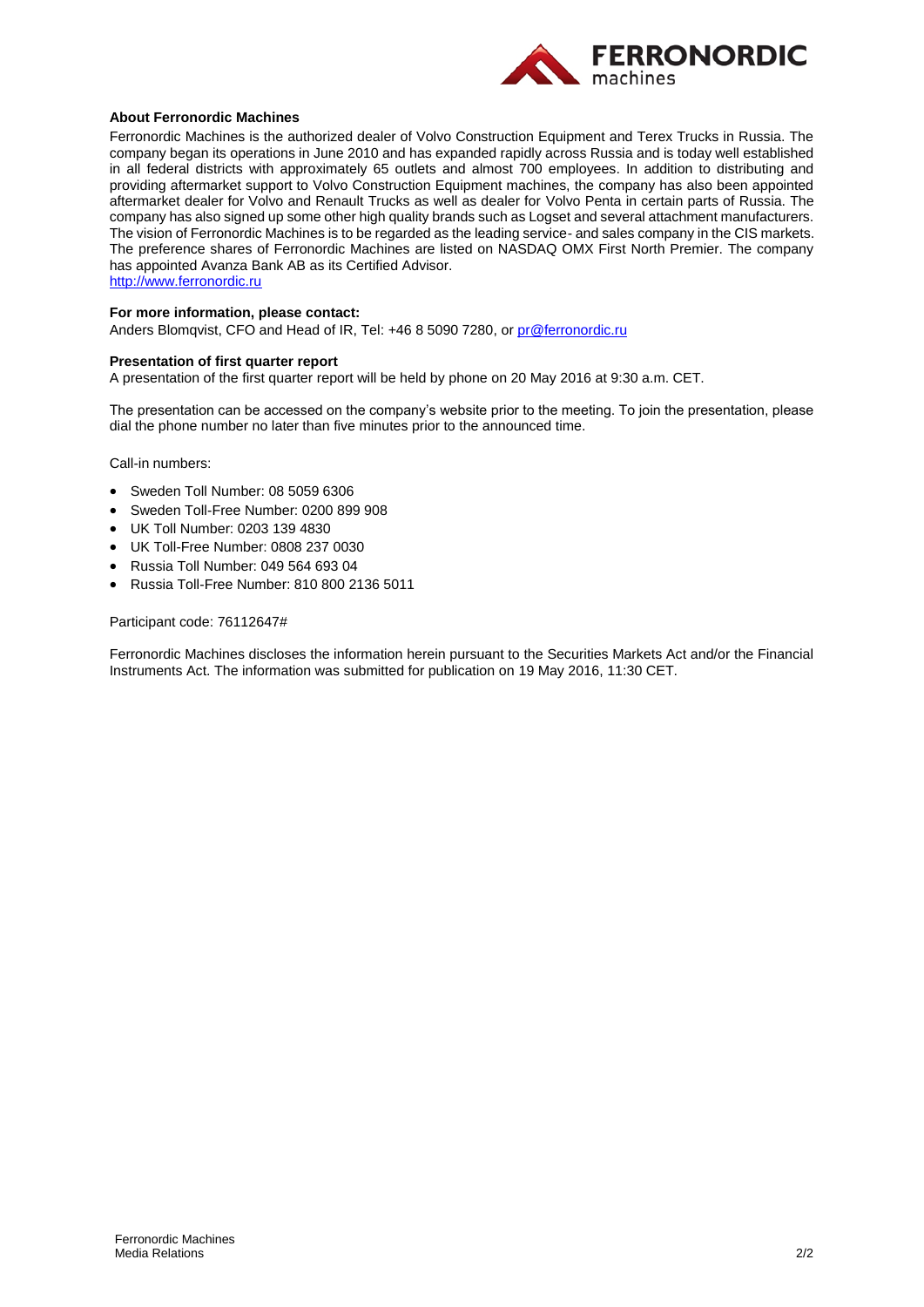**About Ferronordic Machines**

Ferronordic Machines is the authorized dealer of Volvo Construction Equipment and Terex Trucks in Russia. The company began its operations in June 2010 and has expanded rapidly across Russia and is today well established in all federal districts with approximately 65 outlets and almost 700 employees. In addition to distributing and providing aftermarket support to Volvo Construction Equipment machines, the company has also been appointed aftermarket dealer for Volvo and Renault Trucks as well as dealer for Volvo Penta in certain parts of Russia. The company has also signed up some other high quality brands such as Logset and several attachment manufacturers. The vision of Ferronordic Machines is to be regarded as the leading service- and sales company in the CIS markets. The preference shares of Ferronordic Machines are listed on NASDAQ OMX First North Premier. The company has appointed Avanza Bank AB as its Certified Advisor.
http://www.ferronordic.ru

**For more information, please contact:**
Anders Blomqvist, CFO and Head of IR, Tel: +46 8 5090 7280, or pr@ferronordic.ru

**Presentation of first quarter report**
A presentation of the first quarter report will be held by phone on 20 May 2016 at 9:30 a.m. CET.

The presentation can be accessed on the company's website prior to the meeting. To join the presentation, please dial the phone number no later than five minutes prior to the announced time.

Call-in numbers:

- Sweden Toll Number: 08 5059 6306
- Sweden Toll-Free Number: 0200 899 908
- UK Toll Number: 0203 139 4830
- UK Toll-Free Number: 0808 237 0030
- Russia Toll Number: 049 564 693 04
- Russia Toll-Free Number: 810 800 2136 5011

Participant code: 76112647#

Ferronordic Machines discloses the information herein pursuant to the Securities Markets Act and/or the Financial Instruments Act. The information was submitted for publication on 19 May 2016, 11:30 CET.